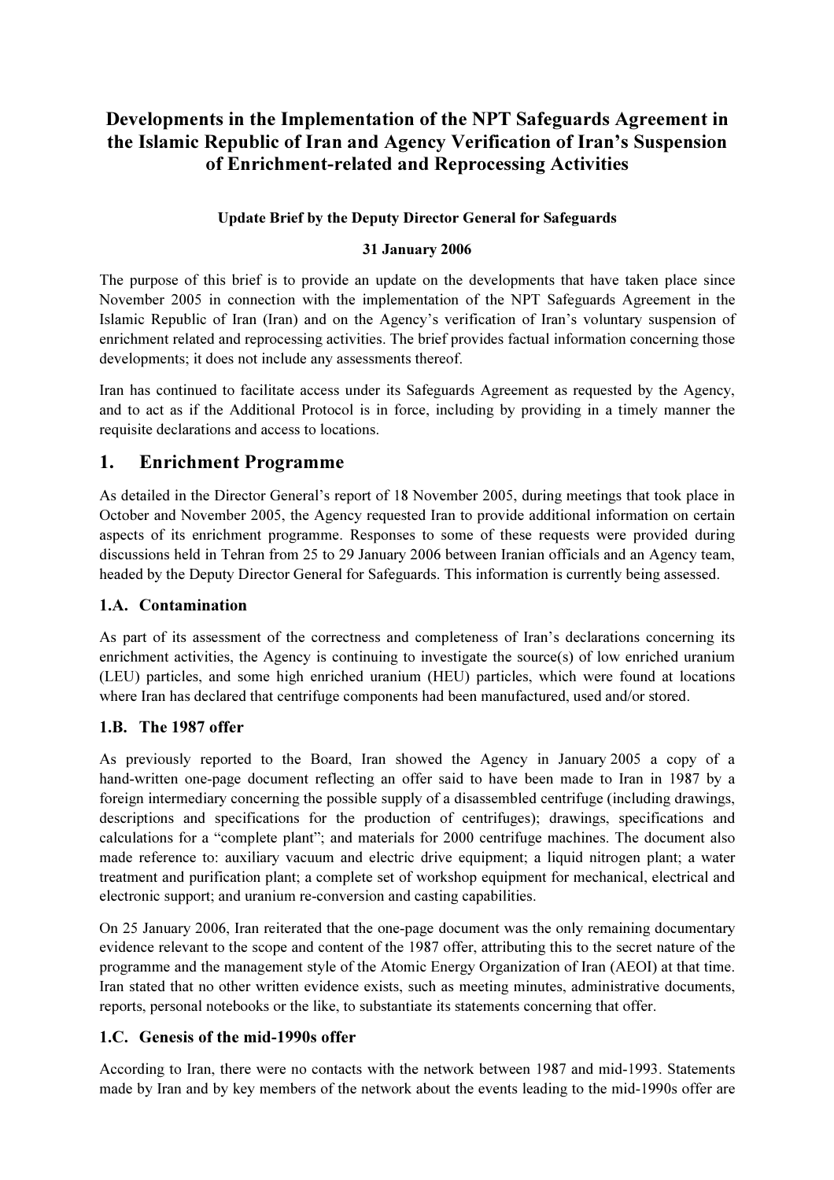# Developments in the Implementation of the NPT Safeguards Agreement in the Islamic Republic of Iran and Agency Verification of Iran's Suspension of Enrichment-related and Reprocessing Activities

**Update Brief by the Deputy Director General for Safeguards**

**31 January 2006**

The purpose of this brief is to provide an update on the developments that have taken place since November 2005 in connection with the implementation of the NPT Safeguards Agreement in the Islamic Republic of Iran (Iran) and on the Agency's verification of Iran's voluntary suspension of enrichment related and reprocessing activities. The brief provides factual information concerning those developments; it does not include any assessments thereof.

Iran has continued to facilitate access under its Safeguards Agreement as requested by the Agency, and to act as if the Additional Protocol is in force, including by providing in a timely manner the requisite declarations and access to locations.

## 1. Enrichment Programme

As detailed in the Director General's report of 18 November 2005, during meetings that took place in October and November 2005, the Agency requested Iran to provide additional information on certain aspects of its enrichment programme. Responses to some of these requests were provided during discussions held in Tehran from 25 to 29 January 2006 between Iranian officials and an Agency team, headed by the Deputy Director General for Safeguards. This information is currently being assessed.

### 1.A. Contamination

As part of its assessment of the correctness and completeness of Iran's declarations concerning its enrichment activities, the Agency is continuing to investigate the source(s) of low enriched uranium (LEU) particles, and some high enriched uranium (HEU) particles, which were found at locations where Iran has declared that centrifuge components had been manufactured, used and/or stored.

### 1.B. The 1987 offer

As previously reported to the Board, Iran showed the Agency in January 2005 a copy of a hand-written one-page document reflecting an offer said to have been made to Iran in 1987 by a foreign intermediary concerning the possible supply of a disassembled centrifuge (including drawings, descriptions and specifications for the production of centrifuges); drawings, specifications and calculations for a "complete plant"; and materials for 2000 centrifuge machines. The document also made reference to: auxiliary vacuum and electric drive equipment; a liquid nitrogen plant; a water treatment and purification plant; a complete set of workshop equipment for mechanical, electrical and electronic support; and uranium re-conversion and casting capabilities.

On 25 January 2006, Iran reiterated that the one-page document was the only remaining documentary evidence relevant to the scope and content of the 1987 offer, attributing this to the secret nature of the programme and the management style of the Atomic Energy Organization of Iran (AEOI) at that time. Iran stated that no other written evidence exists, such as meeting minutes, administrative documents, reports, personal notebooks or the like, to substantiate its statements concerning that offer.

### 1.C. Genesis of the mid-1990s offer

According to Iran, there were no contacts with the network between 1987 and mid-1993. Statements made by Iran and by key members of the network about the events leading to the mid-1990s offer are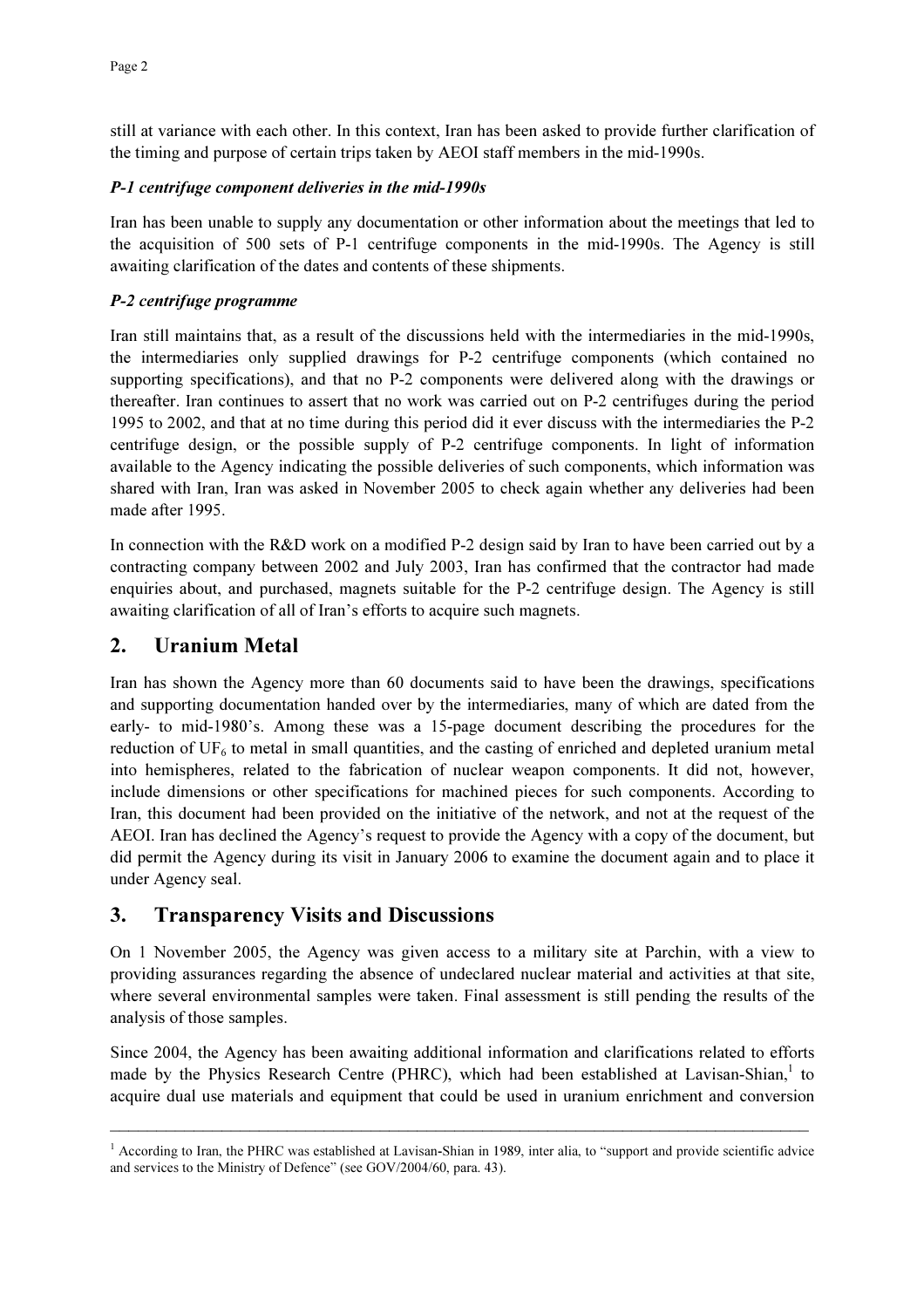still at variance with each other. In this context, Iran has been asked to provide further clarification of the timing and purpose of certain trips taken by AEOI staff members in the mid-1990s.

***P-1 centrifuge component deliveries in the mid-1990s***

Iran has been unable to supply any documentation or other information about the meetings that led to the acquisition of 500 sets of P-1 centrifuge components in the mid-1990s. The Agency is still awaiting clarification of the dates and contents of these shipments.

***P-2 centrifuge programme***

Iran still maintains that, as a result of the discussions held with the intermediaries in the mid-1990s, the intermediaries only supplied drawings for P-2 centrifuge components (which contained no supporting specifications), and that no P-2 components were delivered along with the drawings or thereafter. Iran continues to assert that no work was carried out on P-2 centrifuges during the period 1995 to 2002, and that at no time during this period did it ever discuss with the intermediaries the P-2 centrifuge design, or the possible supply of P-2 centrifuge components. In light of information available to the Agency indicating the possible deliveries of such components, which information was shared with Iran, Iran was asked in November 2005 to check again whether any deliveries had been made after 1995.

In connection with the R&D work on a modified P-2 design said by Iran to have been carried out by a contracting company between 2002 and July 2003, Iran has confirmed that the contractor had made enquiries about, and purchased, magnets suitable for the P-2 centrifuge design. The Agency is still awaiting clarification of all of Iran's efforts to acquire such magnets.

## 2. Uranium Metal

Iran has shown the Agency more than 60 documents said to have been the drawings, specifications and supporting documentation handed over by the intermediaries, many of which are dated from the early- to mid-1980's. Among these was a 15-page document describing the procedures for the reduction of $UF_6$ to metal in small quantities, and the casting of enriched and depleted uranium metal into hemispheres, related to the fabrication of nuclear weapon components. It did not, however, include dimensions or other specifications for machined pieces for such components. According to Iran, this document had been provided on the initiative of the network, and not at the request of the AEOI. Iran has declined the Agency's request to provide the Agency with a copy of the document, but did permit the Agency during its visit in January 2006 to examine the document again and to place it under Agency seal.

## 3. Transparency Visits and Discussions

On 1 November 2005, the Agency was given access to a military site at Parchin, with a view to providing assurances regarding the absence of undeclared nuclear material and activities at that site, where several environmental samples were taken. Final assessment is still pending the results of the analysis of those samples.

Since 2004, the Agency has been awaiting additional information and clarifications related to efforts made by the Physics Research Centre (PHRC), which had been established at Lavisan-Shian,[1] to acquire dual use materials and equipment that could be used in uranium enrichment and conversion

---

[1] According to Iran, the PHRC was established at Lavisan-Shian in 1989, inter alia, to "support and provide scientific advice and services to the Ministry of Defence" (see GOV/2004/60, para. 43).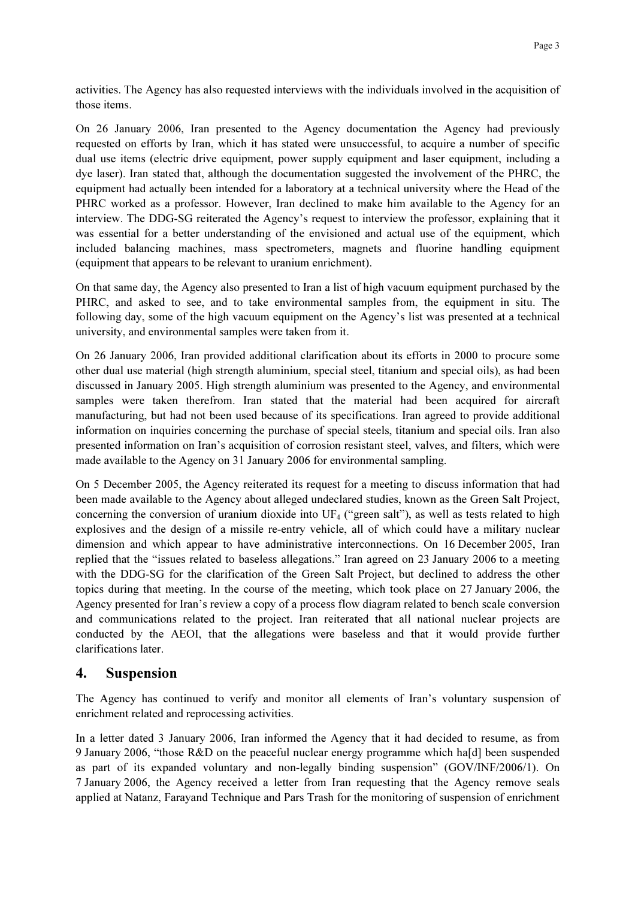activities. The Agency has also requested interviews with the individuals involved in the acquisition of those items.

On 26 January 2006, Iran presented to the Agency documentation the Agency had previously requested on efforts by Iran, which it has stated were unsuccessful, to acquire a number of specific dual use items (electric drive equipment, power supply equipment and laser equipment, including a dye laser). Iran stated that, although the documentation suggested the involvement of the PHRC, the equipment had actually been intended for a laboratory at a technical university where the Head of the PHRC worked as a professor. However, Iran declined to make him available to the Agency for an interview. The DDG-SG reiterated the Agency's request to interview the professor, explaining that it was essential for a better understanding of the envisioned and actual use of the equipment, which included balancing machines, mass spectrometers, magnets and fluorine handling equipment (equipment that appears to be relevant to uranium enrichment).

On that same day, the Agency also presented to Iran a list of high vacuum equipment purchased by the PHRC, and asked to see, and to take environmental samples from, the equipment in situ. The following day, some of the high vacuum equipment on the Agency's list was presented at a technical university, and environmental samples were taken from it.

On 26 January 2006, Iran provided additional clarification about its efforts in 2000 to procure some other dual use material (high strength aluminium, special steel, titanium and special oils), as had been discussed in January 2005. High strength aluminium was presented to the Agency, and environmental samples were taken therefrom. Iran stated that the material had been acquired for aircraft manufacturing, but had not been used because of its specifications. Iran agreed to provide additional information on inquiries concerning the purchase of special steels, titanium and special oils. Iran also presented information on Iran's acquisition of corrosion resistant steel, valves, and filters, which were made available to the Agency on 31 January 2006 for environmental sampling.

On 5 December 2005, the Agency reiterated its request for a meeting to discuss information that had been made available to the Agency about alleged undeclared studies, known as the Green Salt Project, concerning the conversion of uranium dioxide into $UF_4$ ("green salt"), as well as tests related to high explosives and the design of a missile re-entry vehicle, all of which could have a military nuclear dimension and which appear to have administrative interconnections. On 16 December 2005, Iran replied that the "issues related to baseless allegations." Iran agreed on 23 January 2006 to a meeting with the DDG-SG for the clarification of the Green Salt Project, but declined to address the other topics during that meeting. In the course of the meeting, which took place on 27 January 2006, the Agency presented for Iran's review a copy of a process flow diagram related to bench scale conversion and communications related to the project. Iran reiterated that all national nuclear projects are conducted by the AEOI, that the allegations were baseless and that it would provide further clarifications later.

## 4. Suspension

The Agency has continued to verify and monitor all elements of Iran's voluntary suspension of enrichment related and reprocessing activities.

In a letter dated 3 January 2006, Iran informed the Agency that it had decided to resume, as from 9 January 2006, "those R&D on the peaceful nuclear energy programme which ha[d] been suspended as part of its expanded voluntary and non-legally binding suspension" (GOV/INF/2006/1). On 7 January 2006, the Agency received a letter from Iran requesting that the Agency remove seals applied at Natanz, Farayand Technique and Pars Trash for the monitoring of suspension of enrichment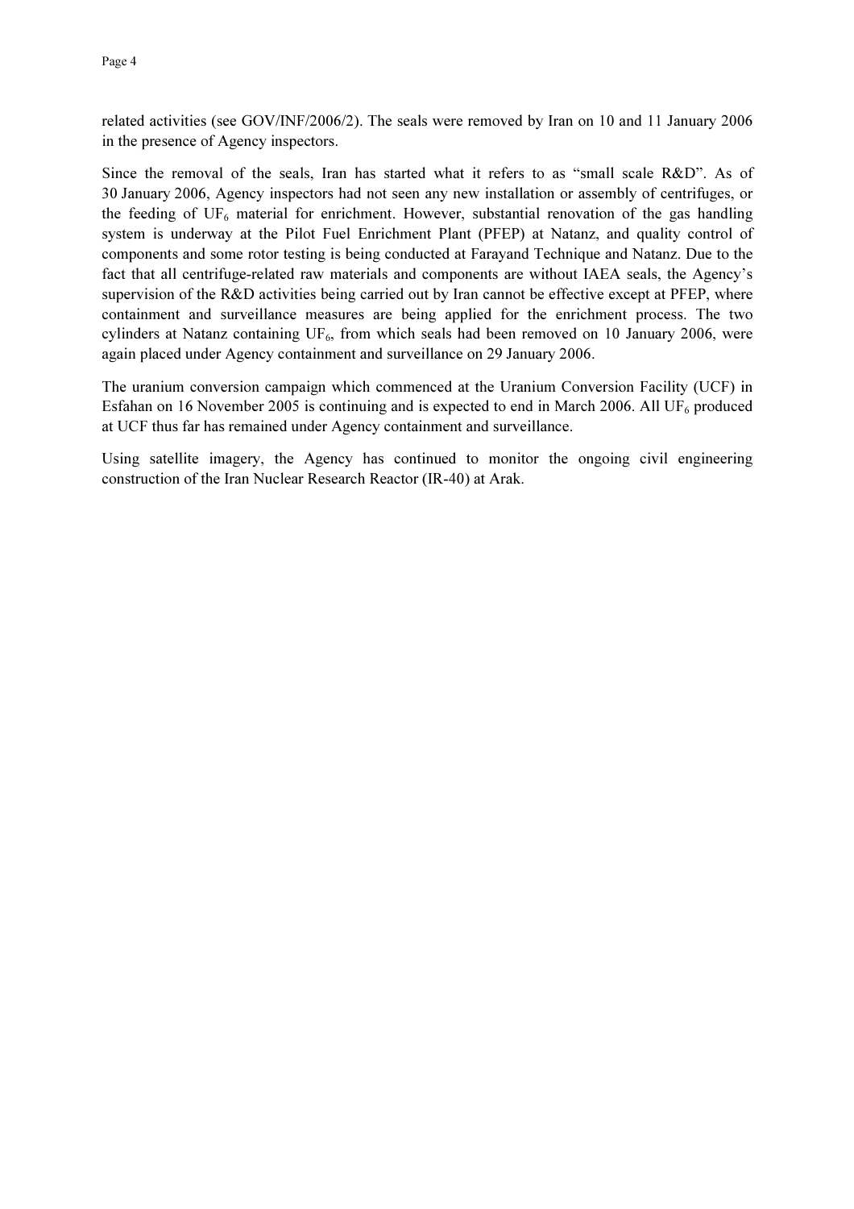related activities (see GOV/INF/2006/2). The seals were removed by Iran on 10 and 11 January 2006 in the presence of Agency inspectors.

Since the removal of the seals, Iran has started what it refers to as "small scale R&D". As of 30 January 2006, Agency inspectors had not seen any new installation or assembly of centrifuges, or the feeding of $UF_6$ material for enrichment. However, substantial renovation of the gas handling system is underway at the Pilot Fuel Enrichment Plant (PFEP) at Natanz, and quality control of components and some rotor testing is being conducted at Farayand Technique and Natanz. Due to the fact that all centrifuge-related raw materials and components are without IAEA seals, the Agency's supervision of the R&D activities being carried out by Iran cannot be effective except at PFEP, where containment and surveillance measures are being applied for the enrichment process. The two cylinders at Natanz containing $UF_6$, from which seals had been removed on 10 January 2006, were again placed under Agency containment and surveillance on 29 January 2006.

The uranium conversion campaign which commenced at the Uranium Conversion Facility (UCF) in Esfahan on 16 November 2005 is continuing and is expected to end in March 2006. All $UF_6$ produced at UCF thus far has remained under Agency containment and surveillance.

Using satellite imagery, the Agency has continued to monitor the ongoing civil engineering construction of the Iran Nuclear Research Reactor (IR-40) at Arak.